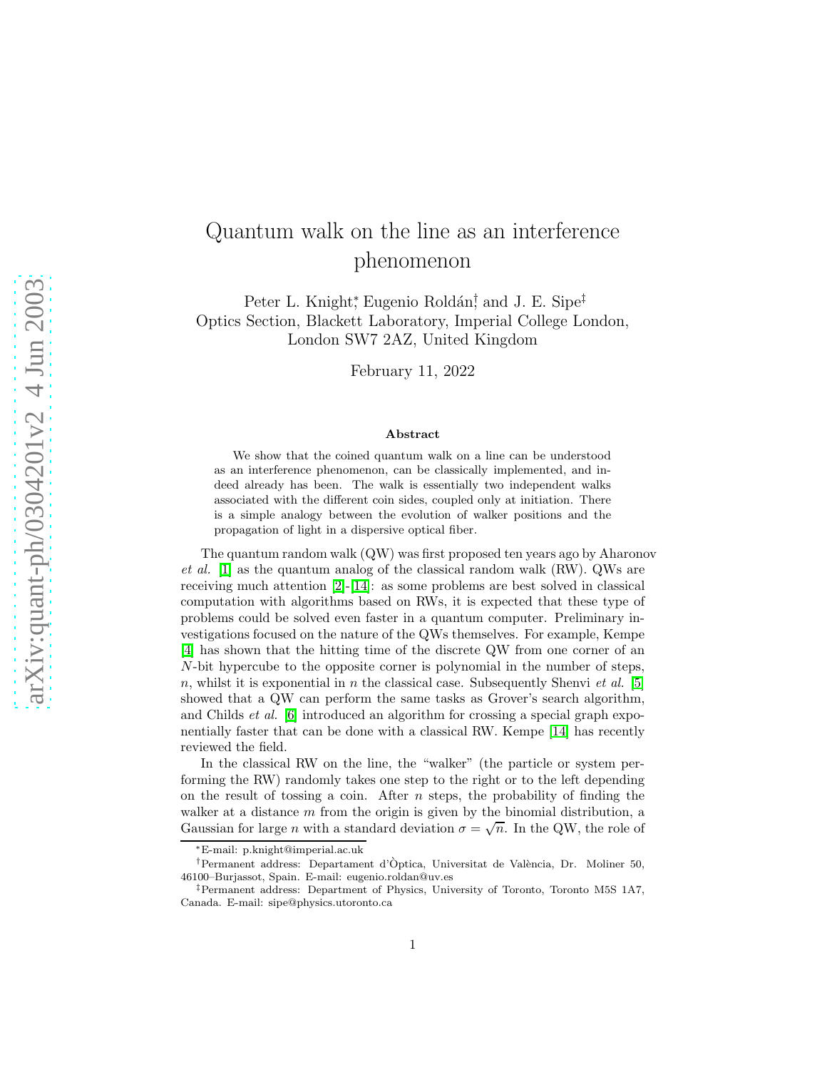# Quantum walk on the line as an interference phenomenon

Peter L. Knight[*], Eugenio Roldán[†], and J. E. Sipe[‡]
Optics Section, Blackett Laboratory, Imperial College London, London SW7 2AZ, United Kingdom

February 11, 2022

### Abstract

We show that the coined quantum walk on a line can be understood as an interference phenomenon, can be classically implemented, and indeed already has been. The walk is essentially two independent walks associated with the different coin sides, coupled only at initiation. There is a simple analogy between the evolution of walker positions and the propagation of light in a dispersive optical fiber.

The quantum random walk (QW) was first proposed ten years ago by Aharonov *et al.* [1] as the quantum analog of the classical random walk (RW). QWs are receiving much attention [2]-[14]: as some problems are best solved in classical computation with algorithms based on RWs, it is expected that these type of problems could be solved even faster in a quantum computer. Preliminary investigations focused on the nature of the QWs themselves. For example, Kempe [4] has shown that the hitting time of the discrete QW from one corner of an $N$-bit hypercube to the opposite corner is polynomial in the number of steps, $n$, whilst it is exponential in $n$ the classical case. Subsequently Shenvi *et al.* [5] showed that a QW can perform the same tasks as Grover's search algorithm, and Childs *et al.* [6] introduced an algorithm for crossing a special graph exponentially faster that can be done with a classical RW. Kempe [14] has recently reviewed the field.

In the classical RW on the line, the "walker" (the particle or system performing the RW) randomly takes one step to the right or to the left depending on the result of tossing a coin. After $n$ steps, the probability of finding the walker at a distance $m$ from the origin is given by the binomial distribution, a Gaussian for large $n$ with a standard deviation $\sigma = \sqrt{n}$. In the QW, the role of

[*]E-mail: p.knight@imperial.ac.uk

[†]Permanent address: Departament d'Òptica, Universitat de València, Dr. Moliner 50, 46100–Burjassot, Spain. E-mail: eugenio.roldan@uv.es

[‡]Permanent address: Department of Physics, University of Toronto, Toronto M5S 1A7, Canada. E-mail: sipe@physics.utoronto.ca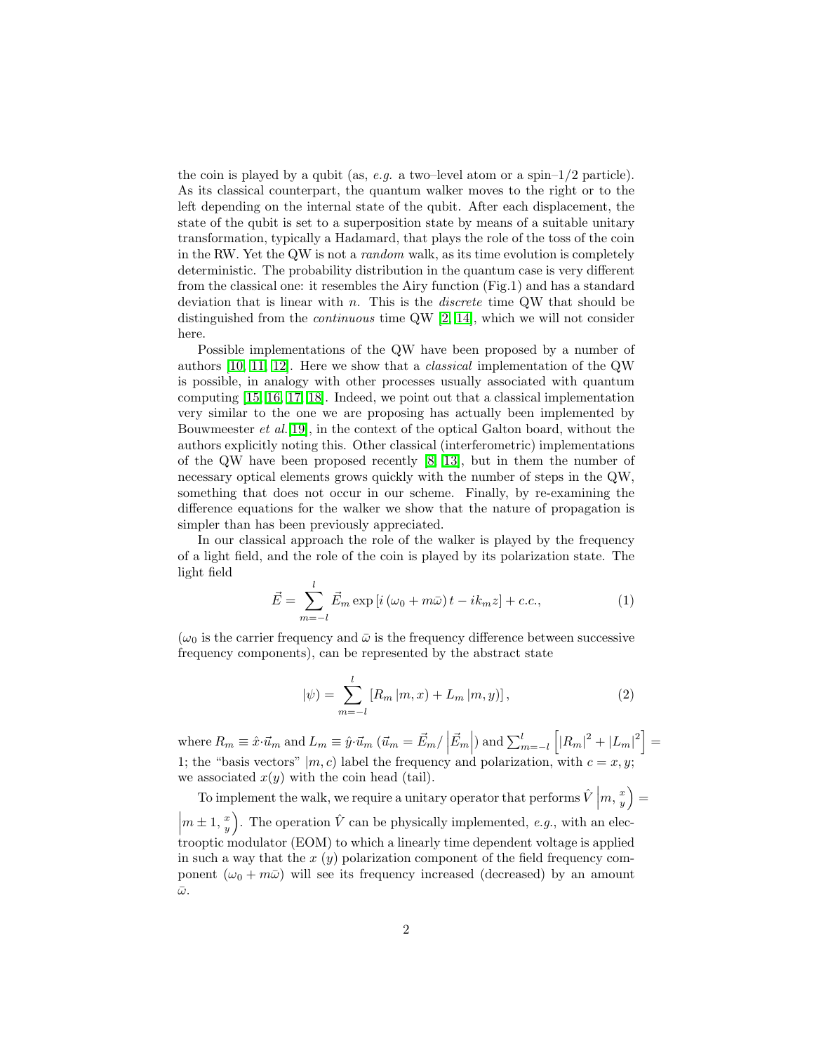the coin is played by a qubit (as, *e.g.* a two–level atom or a spin–1/2 particle). As its classical counterpart, the quantum walker moves to the right or to the left depending on the internal state of the qubit. After each displacement, the state of the qubit is set to a superposition state by means of a suitable unitary transformation, typically a Hadamard, that plays the role of the toss of the coin in the RW. Yet the QW is not a *random* walk, as its time evolution is completely deterministic. The probability distribution in the quantum case is very different from the classical one: it resembles the Airy function (Fig.1) and has a standard deviation that is linear with $n$. This is the *discrete* time QW that should be distinguished from the *continuous* time QW [2, 14], which we will not consider here.

Possible implementations of the QW have been proposed by a number of authors [10, 11, 12]. Here we show that a *classical* implementation of the QW is possible, in analogy with other processes usually associated with quantum computing [15, 16, 17, 18]. Indeed, we point out that a classical implementation very similar to the one we are proposing has actually been implemented by Bouwmeester *et al.*[19], in the context of the optical Galton board, without the authors explicitly noting this. Other classical (interferometric) implementations of the QW have been proposed recently [8, 13], but in them the number of necessary optical elements grows quickly with the number of steps in the QW, something that does not occur in our scheme. Finally, by re-examining the difference equations for the walker we show that the nature of propagation is simpler than has been previously appreciated.

In our classical approach the role of the walker is played by the frequency of a light field, and the role of the coin is played by its polarization state. The light field

$$\vec{E} = \sum_{m=-l}^{l} \vec{E}_m \exp\left[i\left(\omega_0 + m\bar{\omega}\right)t - ik_m z\right] + c.c., \tag{1}$$

($\omega_0$ is the carrier frequency and $\bar{\omega}$ is the frequency difference between successive frequency components), can be represented by the abstract state

$$|\psi) = \sum_{m=-l}^{l} \left[R_m \,|m, x) + L_m \,|m, y)\right], \tag{2}$$

where $R_m \equiv \hat{x}\cdot\vec{u}_m$ and $L_m \equiv \hat{y}\cdot\vec{u}_m$ ($\vec{u}_m = \vec{E}_m / \left|\vec{E}_m\right|$) and $\sum_{m=-l}^{l}\left[\left|R_m\right|^2 + \left|L_m\right|^2\right] = 1$; the "basis vectors" $|m, c)$ label the frequency and polarization, with $c = x, y$; we associated $x(y)$ with the coin head (tail).

To implement the walk, we require a unitary operator that performs $\hat{V}\left|m, {x \atop y}\right) = \left|m \pm 1, {x \atop y}\right)$. The operation $\hat{V}$ can be physically implemented, *e.g.*, with an electrooptic modulator (EOM) to which a linearly time dependent voltage is applied in such a way that the $x$ ($y$) polarization component of the field frequency component ($\omega_0 + m\bar{\omega}$) will see its frequency increased (decreased) by an amount $\bar{\omega}$.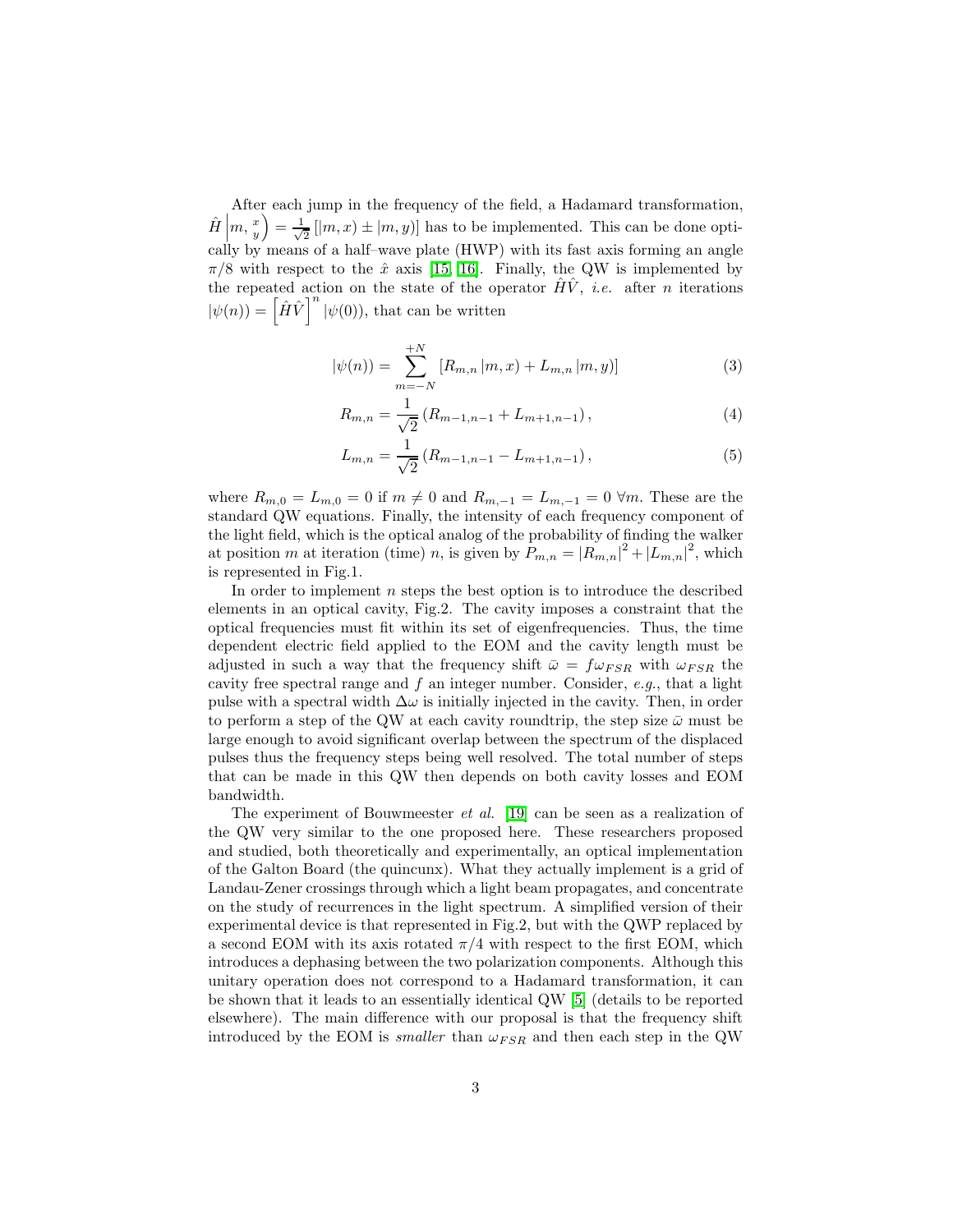After each jump in the frequency of the field, a Hadamard transformation, $\hat{H}\left|m, \begin{smallmatrix} x \\ y \end{smallmatrix}\right) = \frac{1}{\sqrt{2}}\left[|m,x) \pm |m,y)\right]$ has to be implemented. This can be done optically by means of a half–wave plate (HWP) with its fast axis forming an angle $\pi/8$ with respect to the $\hat{x}$ axis [15, 16]. Finally, the QW is implemented by the repeated action on the state of the operator $\hat{H}\hat{V}$, *i.e.* after $n$ iterations $|\psi(n)) = \left[\hat{H}\hat{V}\right]^n |\psi(0))$, that can be written

$$|\psi(n)) = \sum_{m=-N}^{+N} \left[R_{m,n} |m,x) + L_{m,n} |m,y)\right] \tag{3}$$

$$R_{m,n} = \frac{1}{\sqrt{2}}\left(R_{m-1,n-1} + L_{m+1,n-1}\right), \tag{4}$$

$$L_{m,n} = \frac{1}{\sqrt{2}}\left(R_{m-1,n-1} - L_{m+1,n-1}\right), \tag{5}$$

where $R_{m,0} = L_{m,0} = 0$ if $m \neq 0$ and $R_{m,-1} = L_{m,-1} = 0$ $\forall m$. These are the standard QW equations. Finally, the intensity of each frequency component of the light field, which is the optical analog of the probability of finding the walker at position $m$ at iteration (time) $n$, is given by $P_{m,n} = |R_{m,n}|^2 + |L_{m,n}|^2$, which is represented in Fig.1.

In order to implement $n$ steps the best option is to introduce the described elements in an optical cavity, Fig.2. The cavity imposes a constraint that the optical frequencies must fit within its set of eigenfrequencies. Thus, the time dependent electric field applied to the EOM and the cavity length must be adjusted in such a way that the frequency shift $\bar{\omega} = f\omega_{FSR}$ with $\omega_{FSR}$ the cavity free spectral range and $f$ an integer number. Consider, *e.g.*, that a light pulse with a spectral width $\Delta\omega$ is initially injected in the cavity. Then, in order to perform a step of the QW at each cavity roundtrip, the step size $\bar{\omega}$ must be large enough to avoid significant overlap between the spectrum of the displaced pulses thus the frequency steps being well resolved. The total number of steps that can be made in this QW then depends on both cavity losses and EOM bandwidth.

The experiment of Bouwmeester *et al.* [19] can be seen as a realization of the QW very similar to the one proposed here. These researchers proposed and studied, both theoretically and experimentally, an optical implementation of the Galton Board (the quincunx). What they actually implement is a grid of Landau-Zener crossings through which a light beam propagates, and concentrate on the study of recurrences in the light spectrum. A simplified version of their experimental device is that represented in Fig.2, but with the QWP replaced by a second EOM with its axis rotated $\pi/4$ with respect to the first EOM, which introduces a dephasing between the two polarization components. Although this unitary operation does not correspond to a Hadamard transformation, it can be shown that it leads to an essentially identical QW [5] (details to be reported elsewhere). The main difference with our proposal is that the frequency shift introduced by the EOM is *smaller* than $\omega_{FSR}$ and then each step in the QW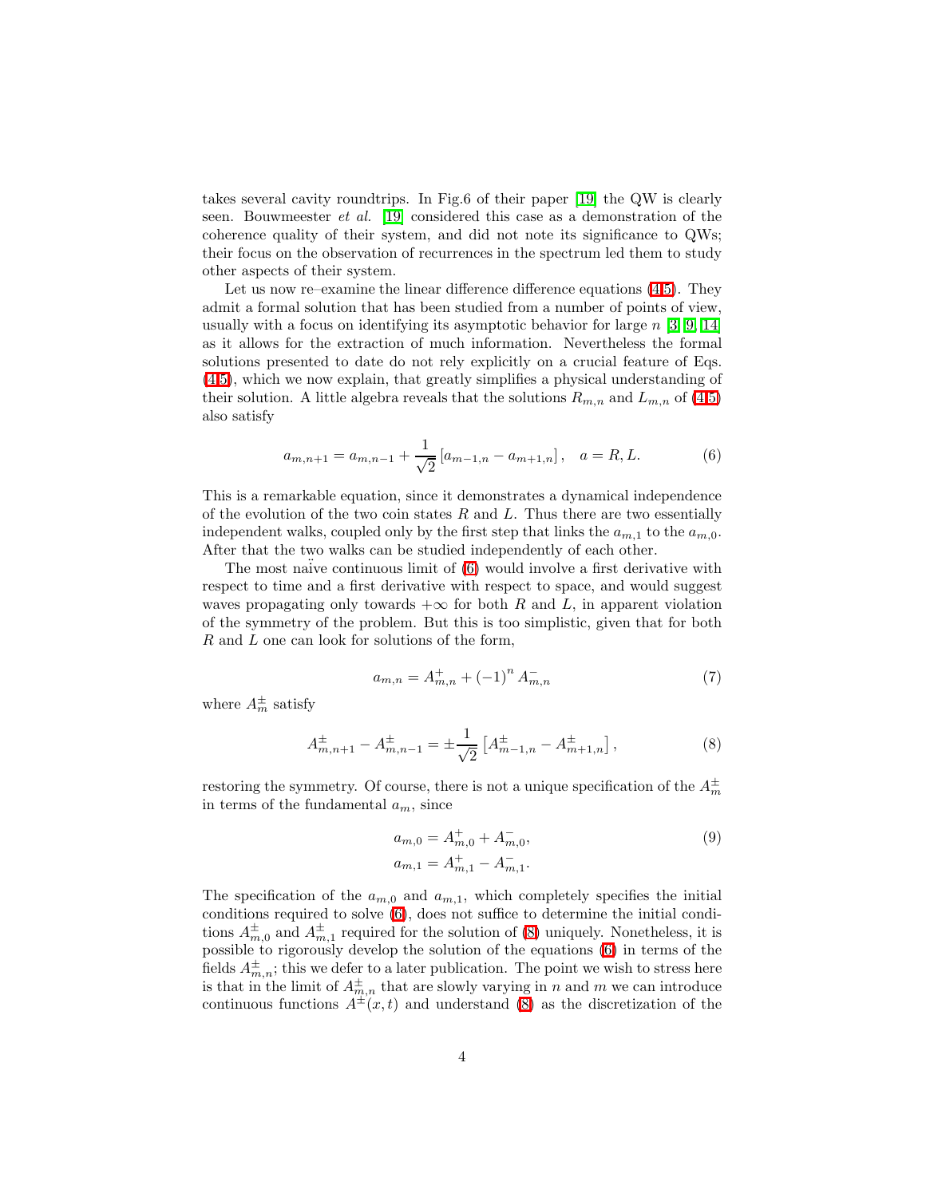takes several cavity roundtrips. In Fig.6 of their paper [19] the QW is clearly seen. Bouwmeester *et al.* [19] considered this case as a demonstration of the coherence quality of their system, and did not note its significance to QWs; their focus on the observation of recurrences in the spectrum led them to study other aspects of their system.

Let us now re–examine the linear difference difference equations (4,5). They admit a formal solution that has been studied from a number of points of view, usually with a focus on identifying its asymptotic behavior for large $n$ [3, 9, 14] as it allows for the extraction of much information. Nevertheless the formal solutions presented to date do not rely explicitly on a crucial feature of Eqs. (4,5), which we now explain, that greatly simplifies a physical understanding of their solution. A little algebra reveals that the solutions $R_{m,n}$ and $L_{m,n}$ of (4,5) also satisfy

$$a_{m,n+1} = a_{m,n-1} + \frac{1}{\sqrt{2}}\left[a_{m-1,n} - a_{m+1,n}\right], \quad a = R, L. \tag{6}$$

This is a remarkable equation, since it demonstrates a dynamical independence of the evolution of the two coin states $R$ and $L$. Thus there are two essentially independent walks, coupled only by the first step that links the $a_{m,1}$ to the $a_{m,0}$. After that the two walks can be studied independently of each other.

The most naïve continuous limit of (6) would involve a first derivative with respect to time and a first derivative with respect to space, and would suggest waves propagating only towards $+\infty$ for both $R$ and $L$, in apparent violation of the symmetry of the problem. But this is too simplistic, given that for both $R$ and $L$ one can look for solutions of the form,

$$a_{m,n} = A^{+}_{m,n} + (-1)^{n} A^{-}_{m,n} \tag{7}$$

where $A^{\pm}_{m}$ satisfy

$$A^{\pm}_{m,n+1} - A^{\pm}_{m,n-1} = \pm\frac{1}{\sqrt{2}}\left[A^{\pm}_{m-1,n} - A^{\pm}_{m+1,n}\right], \tag{8}$$

restoring the symmetry. Of course, there is not a unique specification of the $A^{\pm}_{m}$ in terms of the fundamental $a_m$, since

$$\begin{aligned} a_{m,0} &= A^{+}_{m,0} + A^{-}_{m,0}, \\ a_{m,1} &= A^{+}_{m,1} - A^{-}_{m,1}. \end{aligned} \tag{9}$$

The specification of the $a_{m,0}$ and $a_{m,1}$, which completely specifies the initial conditions required to solve (6), does not suffice to determine the initial conditions $A^{\pm}_{m,0}$ and $A^{\pm}_{m,1}$ required for the solution of (8) uniquely. Nonetheless, it is possible to rigorously develop the solution of the equations (6) in terms of the fields $A^{\pm}_{m,n}$; this we defer to a later publication. The point we wish to stress here is that in the limit of $A^{\pm}_{m,n}$ that are slowly varying in $n$ and $m$ we can introduce continuous functions $A^{\pm}(x,t)$ and understand (8) as the discretization of the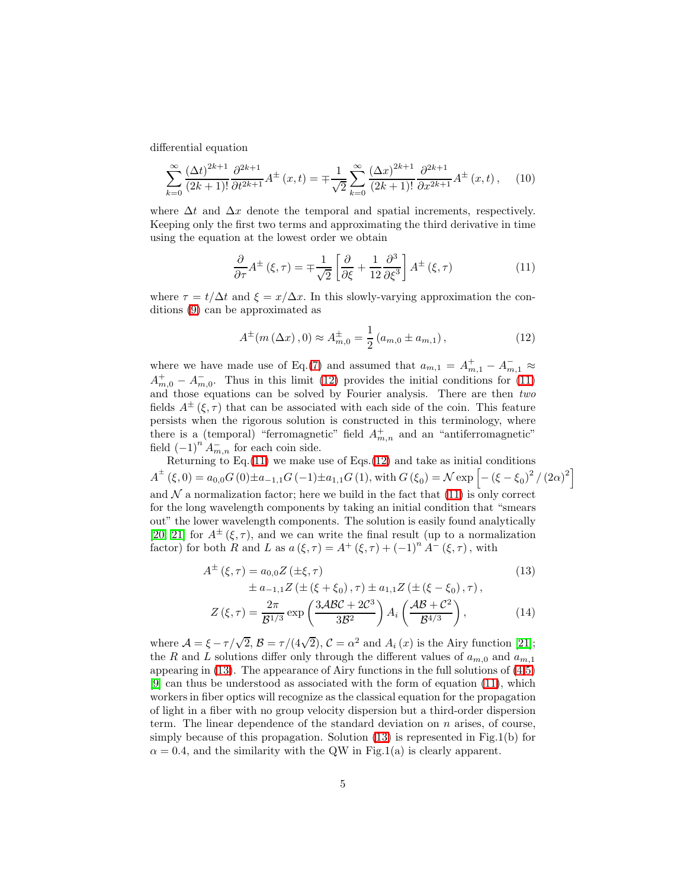differential equation

$$\sum_{k=0}^{\infty} \frac{(\Delta t)^{2k+1}}{(2k+1)!} \frac{\partial^{2k+1}}{\partial t^{2k+1}} A^{\pm}(x,t) = \mp \frac{1}{\sqrt{2}} \sum_{k=0}^{\infty} \frac{(\Delta x)^{2k+1}}{(2k+1)!} \frac{\partial^{2k+1}}{\partial x^{2k+1}} A^{\pm}(x,t), \quad (10)$$

where $\Delta t$ and $\Delta x$ denote the temporal and spatial increments, respectively. Keeping only the first two terms and approximating the third derivative in time using the equation at the lowest order we obtain

$$\frac{\partial}{\partial \tau} A^{\pm}(\xi,\tau) = \mp \frac{1}{\sqrt{2}} \left[ \frac{\partial}{\partial \xi} + \frac{1}{12} \frac{\partial^3}{\partial \xi^3} \right] A^{\pm}(\xi,\tau) \quad (11)$$

where $\tau = t/\Delta t$ and $\xi = x/\Delta x$. In this slowly-varying approximation the conditions (9) can be approximated as

$$A^{\pm}(m(\Delta x),0) \approx A^{\pm}_{m,0} = \frac{1}{2}(a_{m,0} \pm a_{m,1}), \quad (12)$$

where we have made use of Eq.(7) and assumed that $a_{m,1} = A^{+}_{m,1} - A^{-}_{m,1} \approx A^{+}_{m,0} - A^{-}_{m,0}$. Thus in this limit (12) provides the initial conditions for (11) and those equations can be solved by Fourier analysis. There are then *two* fields $A^{\pm}(\xi,\tau)$ that can be associated with each side of the coin. This feature persists when the rigorous solution is constructed in this terminology, where there is a (temporal) "ferromagnetic" field $A^{+}_{m,n}$ and an "antiferromagnetic" field $(-1)^n A^{-}_{m,n}$ for each coin side.

Returning to Eq.(11) we make use of Eqs.(12) and take as initial conditions $A^{\pm}(\xi,0) = a_{0,0}G(0) \pm a_{-1,1}G(-1) \pm a_{1,1}G(1)$, with $G(\xi_0) = \mathcal{N} \exp\left[ -(\xi-\xi_0)^2/(2\alpha)^2 \right]$ and $\mathcal{N}$ a normalization factor; here we build in the fact that (11) is only correct for the long wavelength components by taking an initial condition that "smears out" the lower wavelength components. The solution is easily found analytically [20, 21] for $A^{\pm}(\xi,\tau)$, and we can write the final result (up to a normalization factor) for both $R$ and $L$ as $a(\xi,\tau) = A^{+}(\xi,\tau) + (-1)^n A^{-}(\xi,\tau)$, with

$$\begin{aligned} A^{\pm}(\xi,\tau) &= a_{0,0} Z(\pm\xi,\tau) \quad (13)\\ &\pm a_{-1,1} Z(\pm(\xi+\xi_0),\tau) \pm a_{1,1} Z(\pm(\xi-\xi_0),\tau), \end{aligned}$$

$$Z(\xi,\tau) = \frac{2\pi}{\mathcal{B}^{1/3}} \exp\left( \frac{3\mathcal{ABC} + 2\mathcal{C}^3}{3\mathcal{B}^2} \right) A_i\left( \frac{\mathcal{AB} + \mathcal{C}^2}{\mathcal{B}^{4/3}} \right), \quad (14)$$

where $\mathcal{A} = \xi - \tau/\sqrt{2}$, $\mathcal{B} = \tau/(4\sqrt{2})$, $\mathcal{C} = \alpha^2$ and $A_i(x)$ is the Airy function [21]; the $R$ and $L$ solutions differ only through the different values of $a_{m,0}$ and $a_{m,1}$ appearing in (13). The appearance of Airy functions in the full solutions of (4,5) [9] can thus be understood as associated with the form of equation (11), which workers in fiber optics will recognize as the classical equation for the propagation of light in a fiber with no group velocity dispersion but a third-order dispersion term. The linear dependence of the standard deviation on $n$ arises, of course, simply because of this propagation. Solution (13) is represented in Fig.1(b) for $\alpha = 0.4$, and the similarity with the QW in Fig.1(a) is clearly apparent.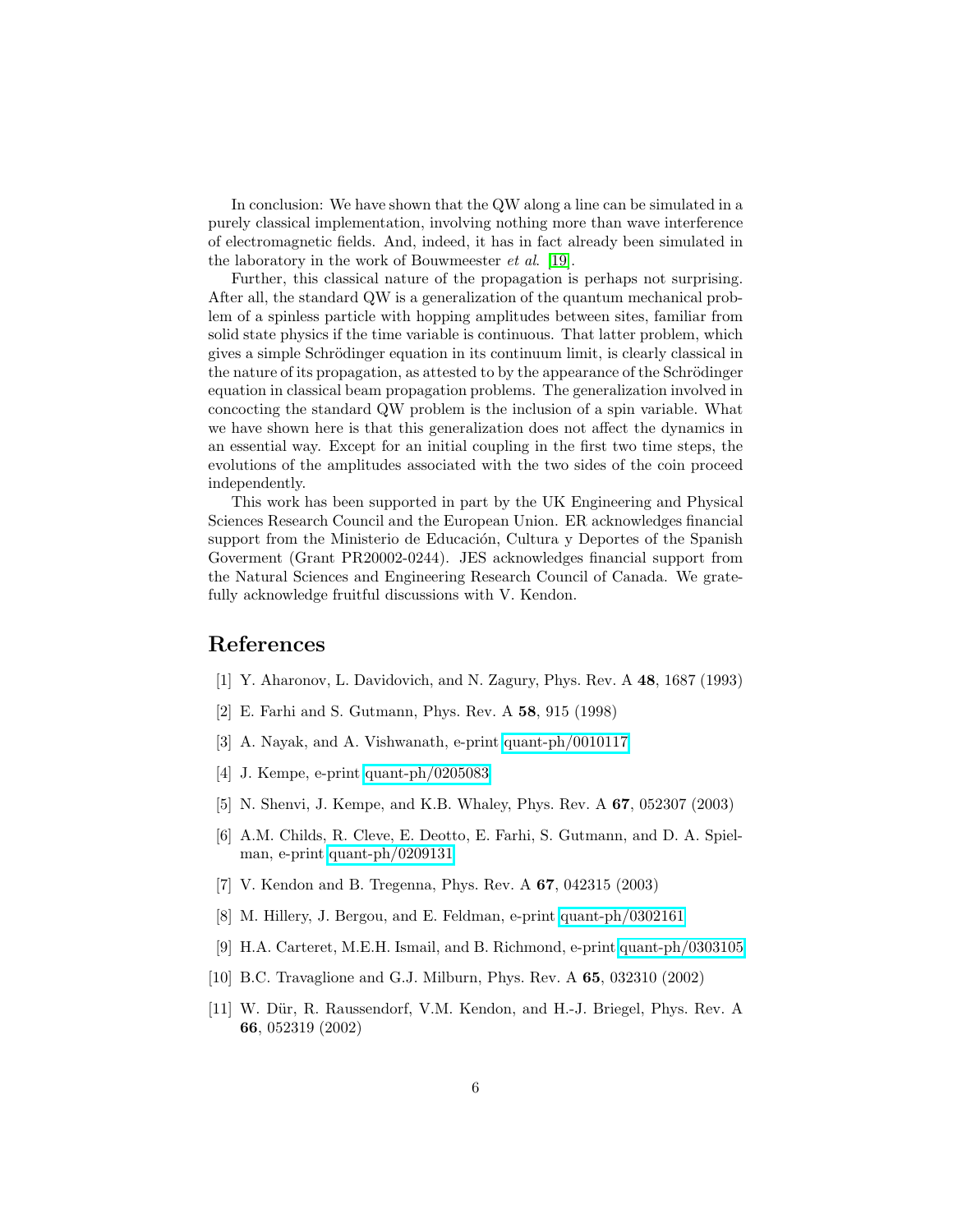In conclusion: We have shown that the QW along a line can be simulated in a purely classical implementation, involving nothing more than wave interference of electromagnetic fields. And, indeed, it has in fact already been simulated in the laboratory in the work of Bouwmeester *et al*. [19].

Further, this classical nature of the propagation is perhaps not surprising. After all, the standard QW is a generalization of the quantum mechanical problem of a spinless particle with hopping amplitudes between sites, familiar from solid state physics if the time variable is continuous. That latter problem, which gives a simple Schrödinger equation in its continuum limit, is clearly classical in the nature of its propagation, as attested to by the appearance of the Schrödinger equation in classical beam propagation problems. The generalization involved in concocting the standard QW problem is the inclusion of a spin variable. What we have shown here is that this generalization does not affect the dynamics in an essential way. Except for an initial coupling in the first two time steps, the evolutions of the amplitudes associated with the two sides of the coin proceed independently.

This work has been supported in part by the UK Engineering and Physical Sciences Research Council and the European Union. ER acknowledges financial support from the Ministerio de Educación, Cultura y Deportes of the Spanish Goverment (Grant PR20002-0244). JES acknowledges financial support from the Natural Sciences and Engineering Research Council of Canada. We gratefully acknowledge fruitful discussions with V. Kendon.

## References

[1] Y. Aharonov, L. Davidovich, and N. Zagury, Phys. Rev. A **48**, 1687 (1993)

[2] E. Farhi and S. Gutmann, Phys. Rev. A **58**, 915 (1998)

[3] A. Nayak, and A. Vishwanath, e-print quant-ph/0010117

[4] J. Kempe, e-print quant-ph/0205083

[5] N. Shenvi, J. Kempe, and K.B. Whaley, Phys. Rev. A **67**, 052307 (2003)

[6] A.M. Childs, R. Cleve, E. Deotto, E. Farhi, S. Gutmann, and D. A. Spielman, e-print quant-ph/0209131

[7] V. Kendon and B. Tregenna, Phys. Rev. A **67**, 042315 (2003)

[8] M. Hillery, J. Bergou, and E. Feldman, e-print quant-ph/0302161

[9] H.A. Carteret, M.E.H. Ismail, and B. Richmond, e-print quant-ph/0303105

[10] B.C. Travaglione and G.J. Milburn, Phys. Rev. A **65**, 032310 (2002)

[11] W. Dür, R. Raussendorf, V.M. Kendon, and H.-J. Briegel, Phys. Rev. A **66**, 052319 (2002)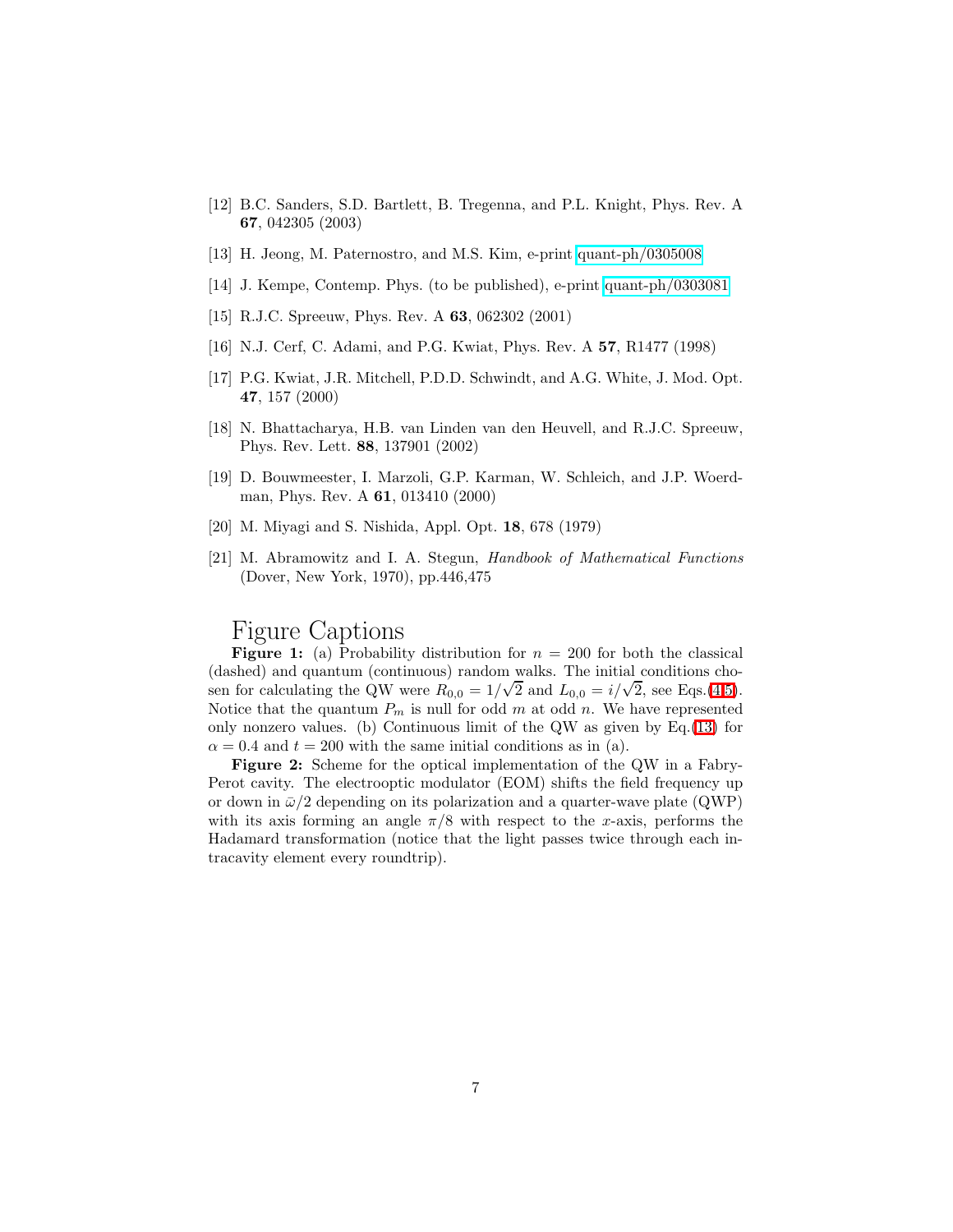[12] B.C. Sanders, S.D. Bartlett, B. Tregenna, and P.L. Knight, Phys. Rev. A **67**, 042305 (2003)

[13] H. Jeong, M. Paternostro, and M.S. Kim, e-print quant-ph/0305008

[14] J. Kempe, Contemp. Phys. (to be published), e-print quant-ph/0303081

[15] R.J.C. Spreeuw, Phys. Rev. A **63**, 062302 (2001)

[16] N.J. Cerf, C. Adami, and P.G. Kwiat, Phys. Rev. A **57**, R1477 (1998)

[17] P.G. Kwiat, J.R. Mitchell, P.D.D. Schwindt, and A.G. White, J. Mod. Opt. **47**, 157 (2000)

[18] N. Bhattacharya, H.B. van Linden van den Heuvell, and R.J.C. Spreeuw, Phys. Rev. Lett. **88**, 137901 (2002)

[19] D. Bouwmeester, I. Marzoli, G.P. Karman, W. Schleich, and J.P. Woerdman, Phys. Rev. A **61**, 013410 (2000)

[20] M. Miyagi and S. Nishida, Appl. Opt. **18**, 678 (1979)

[21] M. Abramowitz and I. A. Stegun, *Handbook of Mathematical Functions* (Dover, New York, 1970), pp.446,475

# Figure Captions

**Figure 1:** (a) Probability distribution for $n = 200$ for both the classical (dashed) and quantum (continuous) random walks. The initial conditions chosen for calculating the QW were $R_{0,0} = 1/\sqrt{2}$ and $L_{0,0} = i/\sqrt{2}$, see Eqs.(4,5). Notice that the quantum $P_m$ is null for odd $m$ at odd $n$. We have represented only nonzero values. (b) Continuous limit of the QW as given by Eq.(13) for $\alpha = 0.4$ and $t = 200$ with the same initial conditions as in (a).

**Figure 2:** Scheme for the optical implementation of the QW in a Fabry-Perot cavity. The electrooptic modulator (EOM) shifts the field frequency up or down in $\bar{\omega}/2$ depending on its polarization and a quarter-wave plate (QWP) with its axis forming an angle $\pi/8$ with respect to the $x$-axis, performs the Hadamard transformation (notice that the light passes twice through each intracavity element every roundtrip).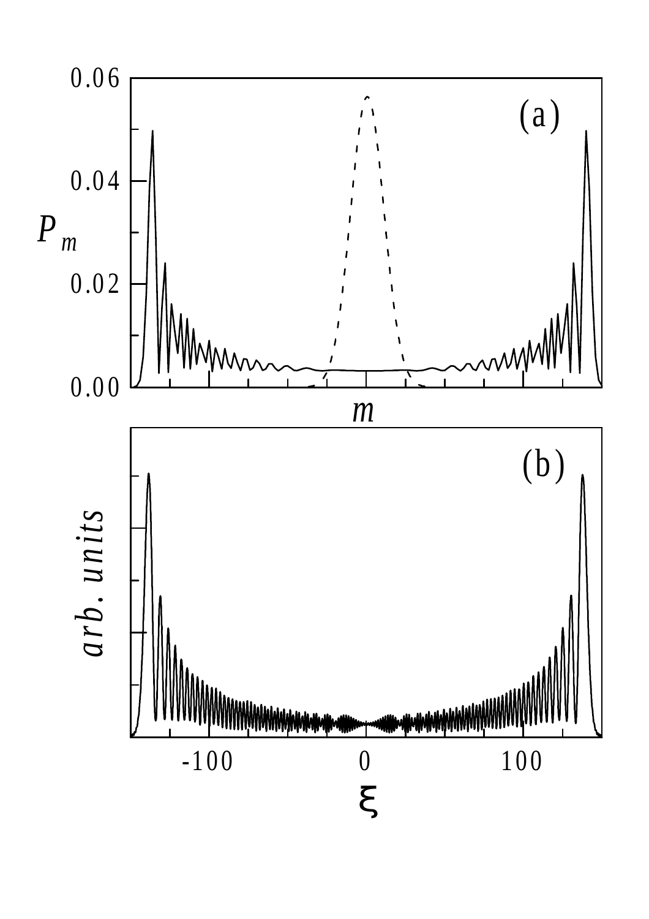(a)

$P_m$

0.06

0.04

0.02

0.00

$m$

(b)

*arb. units*

-100

0

100

$\xi$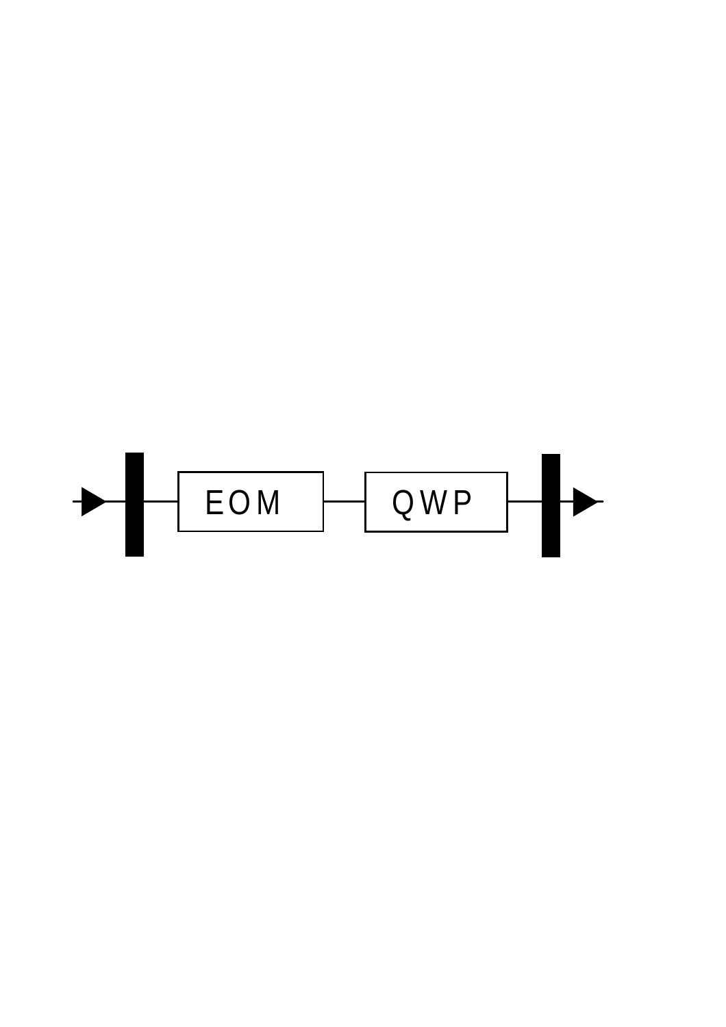EOM

QWP